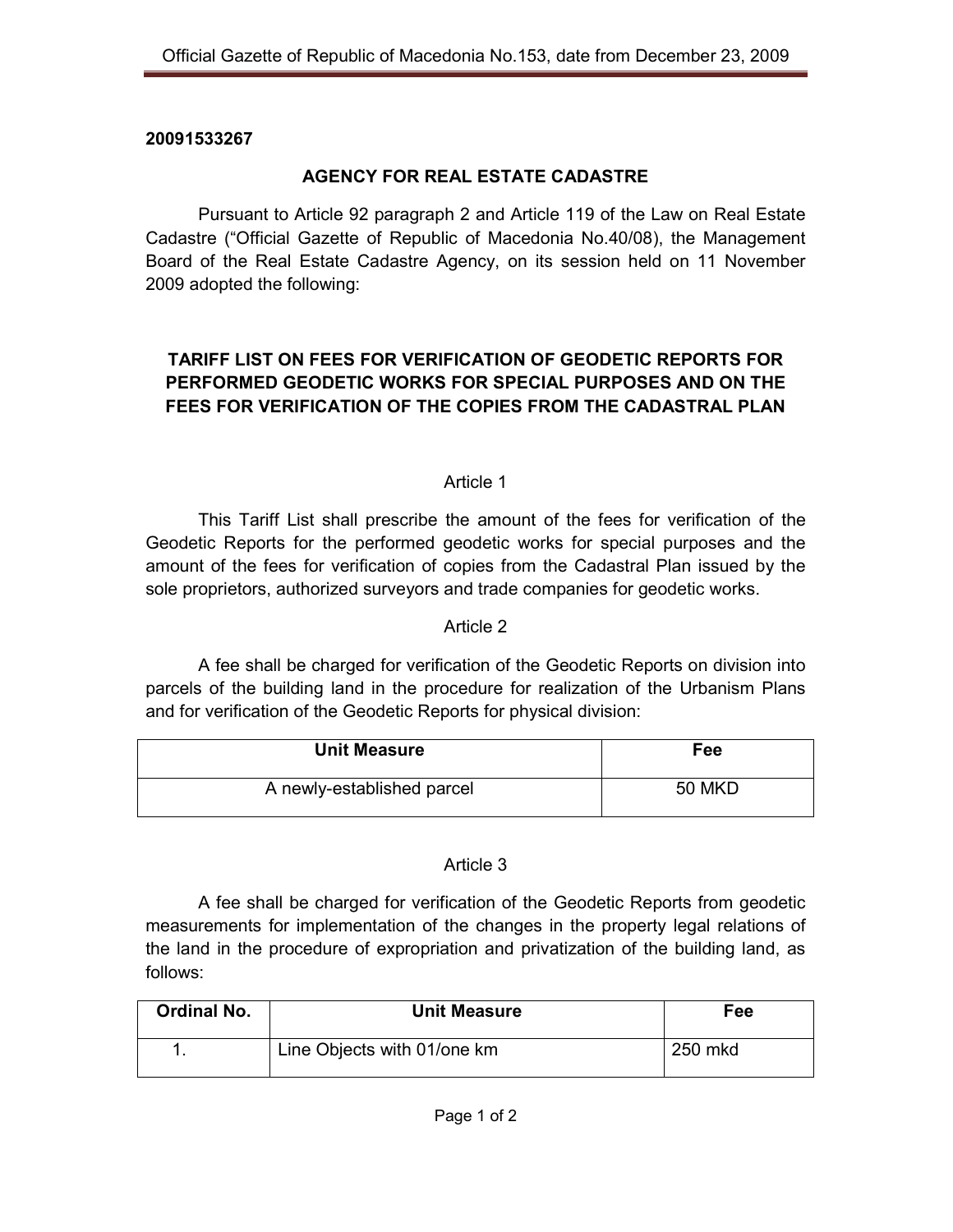20091533267

## AGENCY FOR REAL ESTATE CADASTRE

Pursuant to Article 92 paragraph 2 and Article 119 of the Law on Real Estate Cadastre ("Official Gazette of Republic of Macedonia No.40/08), the Management Board of the Real Estate Cadastre Agency, on its session held on 11 November 2009 adopted the following:

# TARIFF LIST ON FEES FOR VERIFICATION OF GEODETIC REPORTS FOR PERFORMED GEODETIC WORKS FOR SPECIAL PURPOSES AND ON THE FEES FOR VERIFICATION OF THE COPIES FROM THE CADASTRAL PLAN

Article 1

This Tariff List shall prescribe the amount of the fees for verification of the Geodetic Reports for the performed geodetic works for special purposes and the amount of the fees for verification of copies from the Cadastral Plan issued by the sole proprietors, authorized surveyors and trade companies for geodetic works.

Article 2

A fee shall be charged for verification of the Geodetic Reports on division into parcels of the building land in the procedure for realization of the Urbanism Plans and for verification of the Geodetic Reports for physical division:

| Unit Measure | Fee |
|---|---|
| A newly-established parcel | 50 MKD |

Article 3

A fee shall be charged for verification of the Geodetic Reports from geodetic measurements for implementation of the changes in the property legal relations of the land in the procedure of expropriation and privatization of the building land, as follows:

| Ordinal No. | Unit Measure | Fee |
|---|---|---|
| 1. | Line Objects with 01/one km | 250 mkd |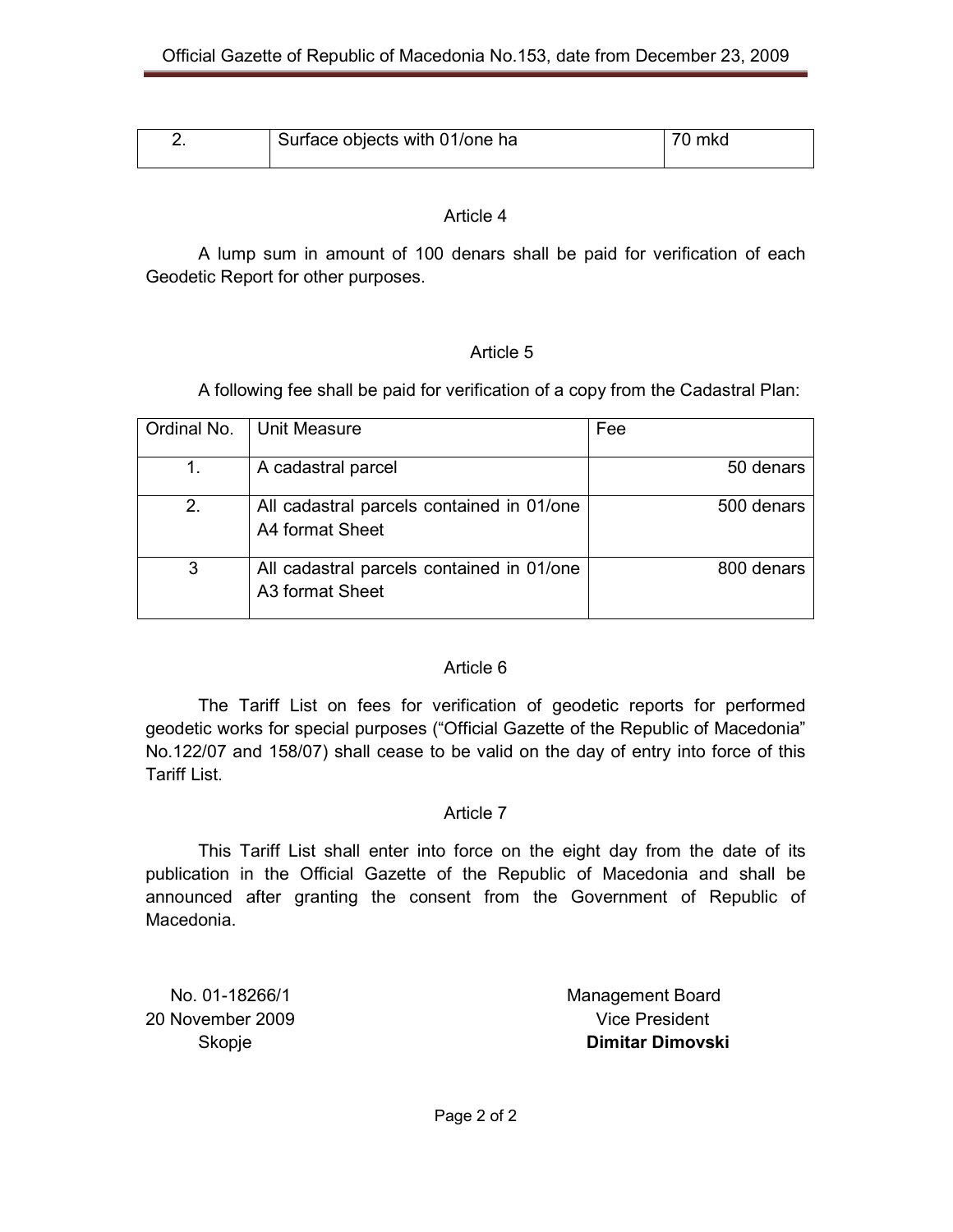| 2. | Surface objects with 01/one ha | 70 mkd |
|---|---|---|

Article 4

A lump sum in amount of 100 denars shall be paid for verification of each Geodetic Report for other purposes.

Article 5

A following fee shall be paid for verification of a copy from the Cadastral Plan:

| Ordinal No. | Unit Measure | Fee |
|---|---|---|
| 1. | A cadastral parcel | 50 denars |
| 2. | All cadastral parcels contained in 01/one A4 format Sheet | 500 denars |
| 3 | All cadastral parcels contained in 01/one A3 format Sheet | 800 denars |

Article 6

The Tariff List on fees for verification of geodetic reports for performed geodetic works for special purposes ("Official Gazette of the Republic of Macedonia" No.122/07 and 158/07) shall cease to be valid on the day of entry into force of this Tariff List.

Article 7

This Tariff List shall enter into force on the eight day from the date of its publication in the Official Gazette of the Republic of Macedonia and shall be announced after granting the consent from the Government of Republic of Macedonia.

No. 01-18266/1
20 November 2009
Skopje

Management Board
Vice President
**Dimitar Dimovski**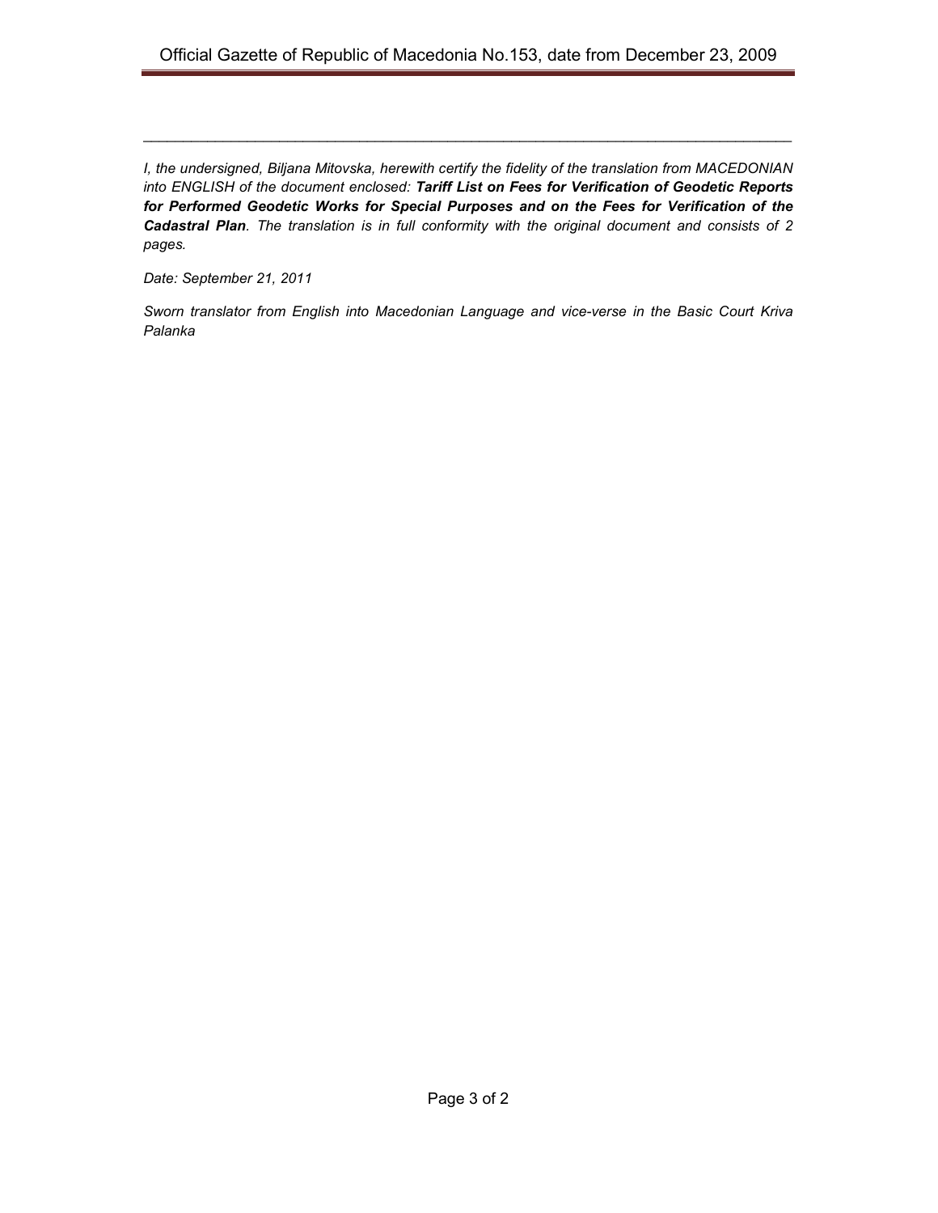---

*I, the undersigned, Biljana Mitovska, herewith certify the fidelity of the translation from MACEDONIAN into ENGLISH of the document enclosed:* ***Tariff List on Fees for Verification of Geodetic Reports for Performed Geodetic Works for Special Purposes and on the Fees for Verification of the Cadastral Plan****. The translation is in full conformity with the original document and consists of 2 pages.*

*Date: September 21, 2011*

*Sworn translator from English into Macedonian Language and vice-verse in the Basic Court Kriva Palanka*